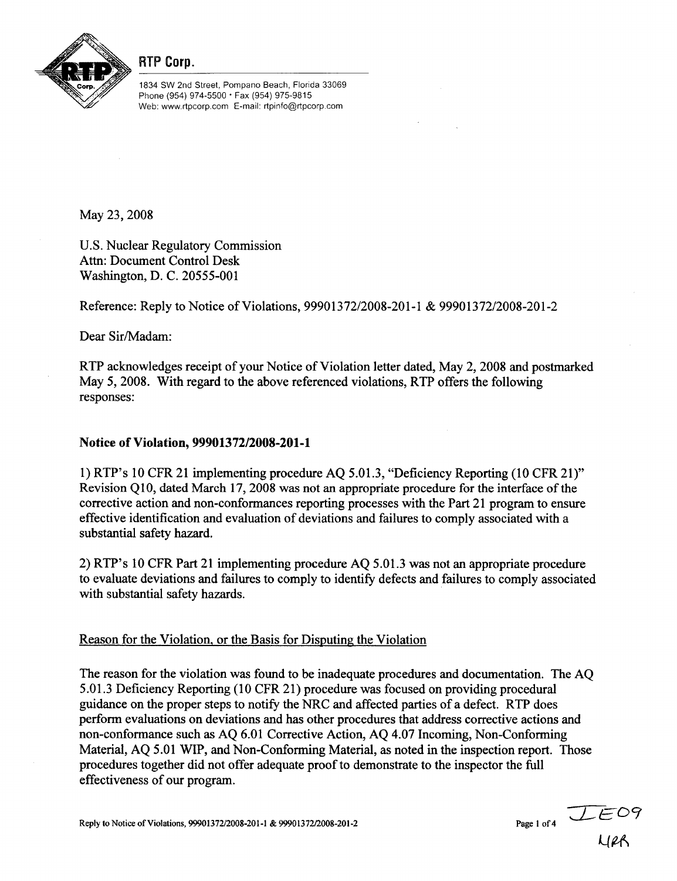RTP Corp.

1834 SW 2nd Street, Pompano Beach, Florida 33069
Phone (954) 974-5500 • Fax (954) 975-9815
Web: www.rtpcorp.com E-mail: rtpinfo@rtpcorp.com

May 23, 2008

U.S. Nuclear Regulatory Commission
Attn: Document Control Desk
Washington, D. C. 20555-001

Reference: Reply to Notice of Violations, 99901372/2008-201-1 & 99901372/2008-201-2

Dear Sir/Madam:

RTP acknowledges receipt of your Notice of Violation letter dated, May 2, 2008 and postmarked May 5, 2008. With regard to the above referenced violations, RTP offers the following responses:

**Notice of Violation, 99901372/2008-201-1**

1) RTP's 10 CFR 21 implementing procedure AQ 5.01.3, "Deficiency Reporting (10 CFR 21)" Revision Q10, dated March 17, 2008 was not an appropriate procedure for the interface of the corrective action and non-conformances reporting processes with the Part 21 program to ensure effective identification and evaluation of deviations and failures to comply associated with a substantial safety hazard.

2) RTP's 10 CFR Part 21 implementing procedure AQ 5.01.3 was not an appropriate procedure to evaluate deviations and failures to comply to identify defects and failures to comply associated with substantial safety hazards.

Reason for the Violation, or the Basis for Disputing the Violation

The reason for the violation was found to be inadequate procedures and documentation. The AQ 5.01.3 Deficiency Reporting (10 CFR 21) procedure was focused on providing procedural guidance on the proper steps to notify the NRC and affected parties of a defect. RTP does perform evaluations on deviations and has other procedures that address corrective actions and non-conformance such as AQ 6.01 Corrective Action, AQ 4.07 Incoming, Non-Conforming Material, AQ 5.01 WIP, and Non-Conforming Material, as noted in the inspection report. Those procedures together did not offer adequate proof to demonstrate to the inspector the full effectiveness of our program.

IE09
NRR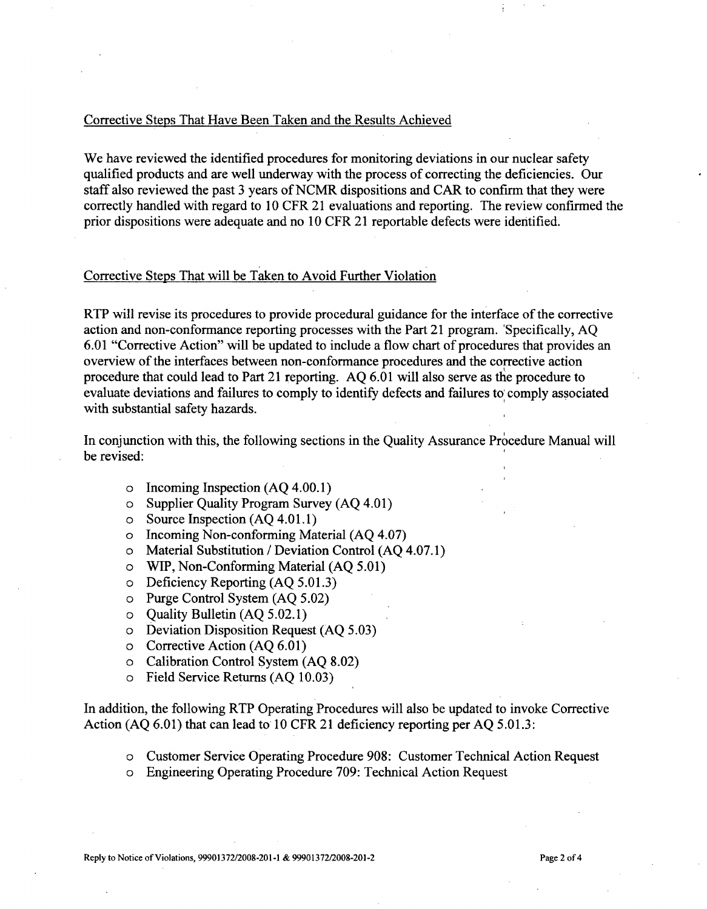## Corrective Steps That Have Been Taken and the Results Achieved

We have reviewed the identified procedures for monitoring deviations in our nuclear safety qualified products and are well underway with the process of correcting the deficiencies. Our staff also reviewed the past 3 years of NCMR dispositions and CAR to confirm that they were correctly handled with regard to 10 CFR 21 evaluations and reporting. The review confirmed the prior dispositions were adequate and no 10 CFR 21 reportable defects were identified.

## Corrective Steps That will be Taken to Avoid Further Violation

RTP will revise its procedures to provide procedural guidance for the interface of the corrective action and non-conformance reporting processes with the Part 21 program. Specifically, AQ 6.01 "Corrective Action" will be updated to include a flow chart of procedures that provides an overview of the interfaces between non-conformance procedures and the corrective action procedure that could lead to Part 21 reporting. AQ 6.01 will also serve as the procedure to evaluate deviations and failures to comply to identify defects and failures to comply associated with substantial safety hazards.

In conjunction with this, the following sections in the Quality Assurance Procedure Manual will be revised:

- Incoming Inspection (AQ 4.00.1)
- Supplier Quality Program Survey (AQ 4.01)
- Source Inspection (AQ 4.01.1)
- Incoming Non-conforming Material (AQ 4.07)
- Material Substitution / Deviation Control (AQ 4.07.1)
- WIP, Non-Conforming Material (AQ 5.01)
- Deficiency Reporting (AQ 5.01.3)
- Purge Control System (AQ 5.02)
- Quality Bulletin (AQ 5.02.1)
- Deviation Disposition Request (AQ 5.03)
- Corrective Action (AQ 6.01)
- Calibration Control System (AQ 8.02)
- Field Service Returns (AQ 10.03)

In addition, the following RTP Operating Procedures will also be updated to invoke Corrective Action (AQ 6.01) that can lead to 10 CFR 21 deficiency reporting per AQ 5.01.3:

- Customer Service Operating Procedure 908: Customer Technical Action Request
- Engineering Operating Procedure 709: Technical Action Request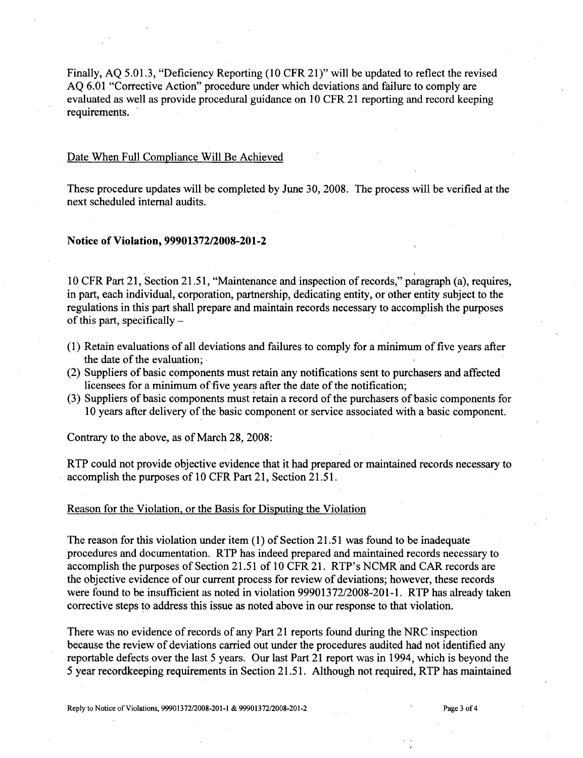Finally, AQ 5.01.3, "Deficiency Reporting (10 CFR 21)" will be updated to reflect the revised AQ 6.01 "Corrective Action" procedure under which deviations and failure to comply are evaluated as well as provide procedural guidance on 10 CFR 21 reporting and record keeping requirements.

Date When Full Compliance Will Be Achieved

These procedure updates will be completed by June 30, 2008. The process will be verified at the next scheduled internal audits.

**Notice of Violation, 99901372/2008-201-2**

10 CFR Part 21, Section 21.51, "Maintenance and inspection of records," paragraph (a), requires, in part, each individual, corporation, partnership, dedicating entity, or other entity subject to the regulations in this part shall prepare and maintain records necessary to accomplish the purposes of this part, specifically –

(1) Retain evaluations of all deviations and failures to comply for a minimum of five years after the date of the evaluation;
(2) Suppliers of basic components must retain any notifications sent to purchasers and affected licensees for a minimum of five years after the date of the notification;
(3) Suppliers of basic components must retain a record of the purchasers of basic components for 10 years after delivery of the basic component or service associated with a basic component.

Contrary to the above, as of March 28, 2008:

RTP could not provide objective evidence that it had prepared or maintained records necessary to accomplish the purposes of 10 CFR Part 21, Section 21.51.

Reason for the Violation, or the Basis for Disputing the Violation

The reason for this violation under item (1) of Section 21.51 was found to be inadequate procedures and documentation. RTP has indeed prepared and maintained records necessary to accomplish the purposes of Section 21.51 of 10 CFR 21. RTP's NCMR and CAR records are the objective evidence of our current process for review of deviations; however, these records were found to be insufficient as noted in violation 99901372/2008-201-1. RTP has already taken corrective steps to address this issue as noted above in our response to that violation.

There was no evidence of records of any Part 21 reports found during the NRC inspection because the review of deviations carried out under the procedures audited had not identified any reportable defects over the last 5 years. Our last Part 21 report was in 1994, which is beyond the 5 year recordkeeping requirements in Section 21.51. Although not required, RTP has maintained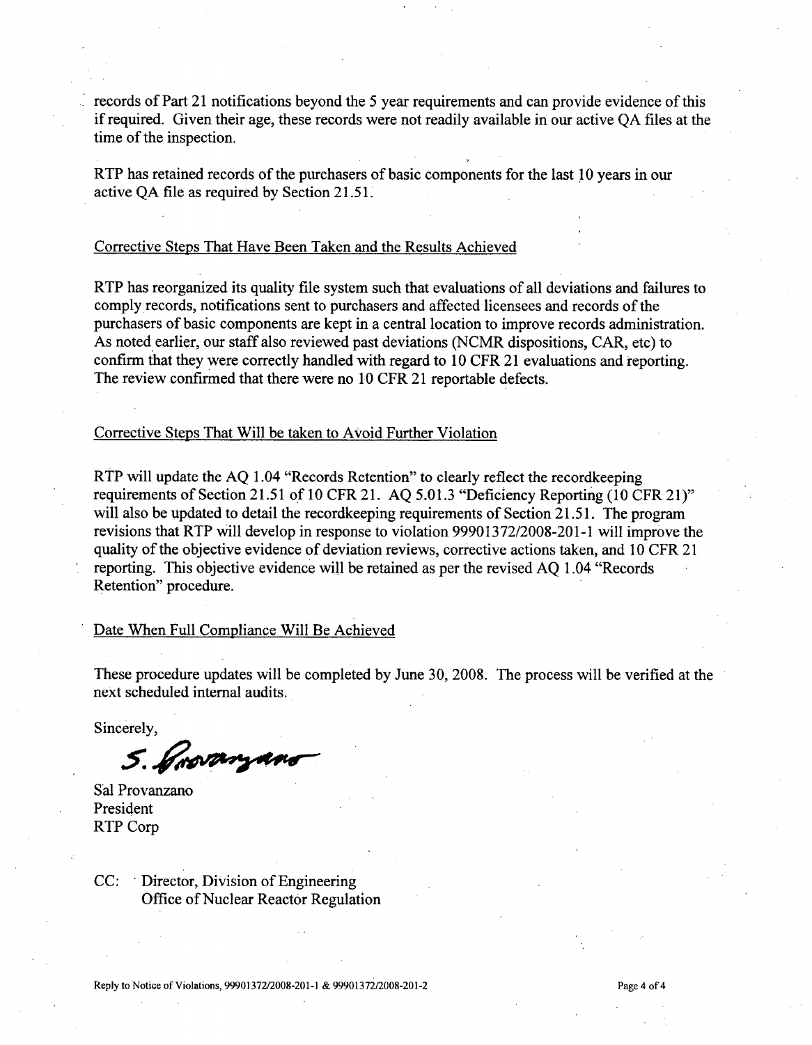records of Part 21 notifications beyond the 5 year requirements and can provide evidence of this if required. Given their age, these records were not readily available in our active QA files at the time of the inspection.

RTP has retained records of the purchasers of basic components for the last 10 years in our active QA file as required by Section 21.51.

Corrective Steps That Have Been Taken and the Results Achieved

RTP has reorganized its quality file system such that evaluations of all deviations and failures to comply records, notifications sent to purchasers and affected licensees and records of the purchasers of basic components are kept in a central location to improve records administration. As noted earlier, our staff also reviewed past deviations (NCMR dispositions, CAR, etc) to confirm that they were correctly handled with regard to 10 CFR 21 evaluations and reporting. The review confirmed that there were no 10 CFR 21 reportable defects.

Corrective Steps That Will be taken to Avoid Further Violation

RTP will update the AQ 1.04 "Records Retention" to clearly reflect the recordkeeping requirements of Section 21.51 of 10 CFR 21. AQ 5.01.3 "Deficiency Reporting (10 CFR 21)" will also be updated to detail the recordkeeping requirements of Section 21.51. The program revisions that RTP will develop in response to violation 99901372/2008-201-1 will improve the quality of the objective evidence of deviation reviews, corrective actions taken, and 10 CFR 21 reporting. This objective evidence will be retained as per the revised AQ 1.04 "Records Retention" procedure.

Date When Full Compliance Will Be Achieved

These procedure updates will be completed by June 30, 2008. The process will be verified at the next scheduled internal audits.

Sincerely,

S. Provanzano

Sal Provanzano
President
RTP Corp

CC: Director, Division of Engineering
Office of Nuclear Reactor Regulation

Reply to Notice of Violations, 99901372/2008-201-1 & 99901372/2008-201-2